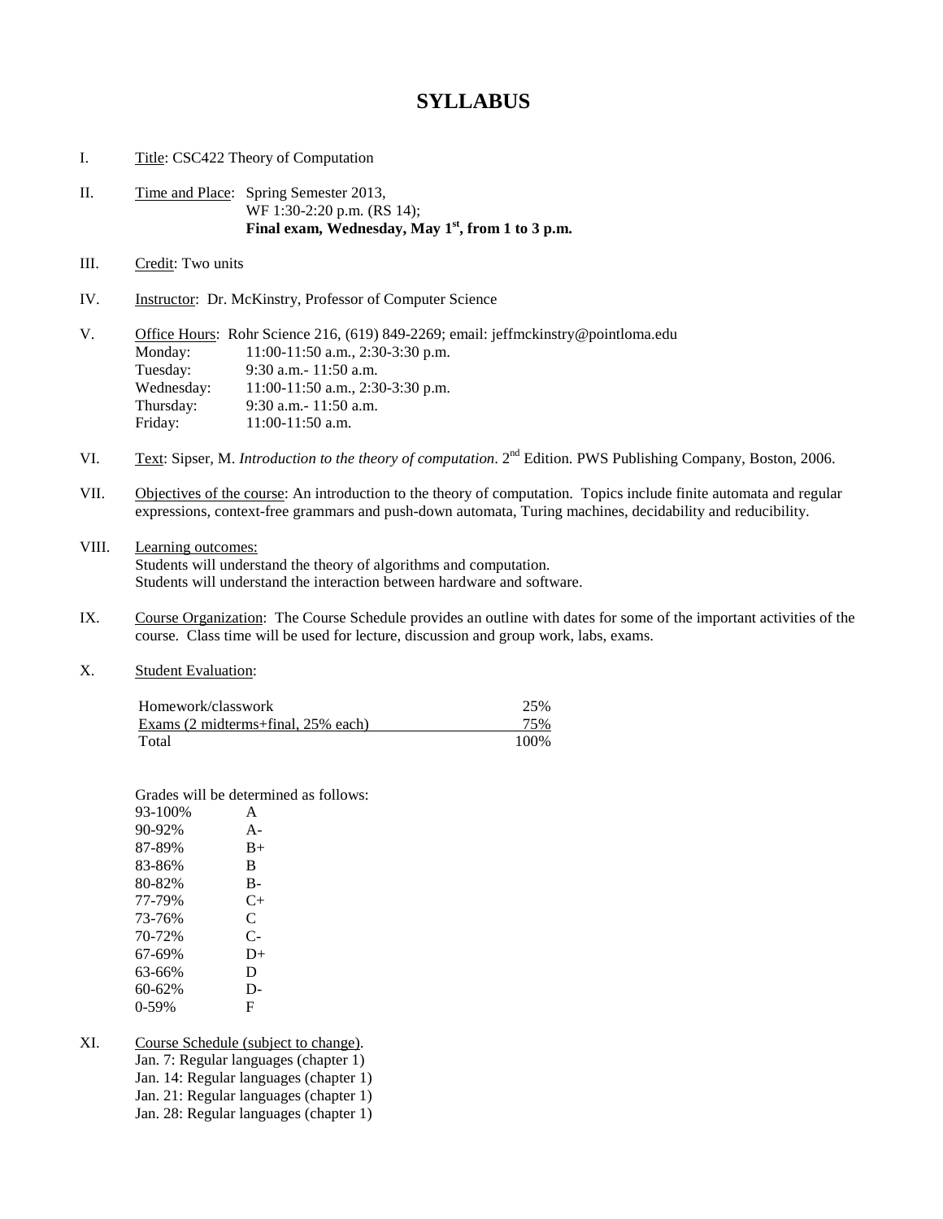# SYLLABUS

I. Title: CSC422 Theory of Computation

II. Time and Place: Spring Semester 2013,
WF 1:30-2:20 p.m. (RS 14);
**Final exam, Wednesday, May 1st, from 1 to 3 p.m.**

III. Credit: Two units

IV. Instructor: Dr. McKinstry, Professor of Computer Science

V. Office Hours: Rohr Science 216, (619) 849-2269; email: jeffmckinstry@pointloma.edu

| | |
|---|---|
| Monday: | 11:00-11:50 a.m., 2:30-3:30 p.m. |
| Tuesday: | 9:30 a.m.- 11:50 a.m. |
| Wednesday: | 11:00-11:50 a.m., 2:30-3:30 p.m. |
| Thursday: | 9:30 a.m.- 11:50 a.m. |
| Friday: | 11:00-11:50 a.m. |

VI. Text: Sipser, M. *Introduction to the theory of computation*. 2nd Edition. PWS Publishing Company, Boston, 2006.

VII. Objectives of the course: An introduction to the theory of computation. Topics include finite automata and regular expressions, context-free grammars and push-down automata, Turing machines, decidability and reducibility.

VIII. Learning outcomes:
Students will understand the theory of algorithms and computation.
Students will understand the interaction between hardware and software.

IX. Course Organization: The Course Schedule provides an outline with dates for some of the important activities of the course. Class time will be used for lecture, discussion and group work, labs, exams.

X. Student Evaluation:

| | |
|---|---|
| Homework/classwork | 25% |
| Exams (2 midterms+final, 25% each) | 75% |
| Total | 100% |

Grades will be determined as follows:

| | |
|---|---|
| 93-100% | A |
| 90-92% | A- |
| 87-89% | B+ |
| 83-86% | B |
| 80-82% | B- |
| 77-79% | C+ |
| 73-76% | C |
| 70-72% | C- |
| 67-69% | D+ |
| 63-66% | D |
| 60-62% | D- |
| 0-59% | F |

XI. Course Schedule (subject to change).
Jan. 7: Regular languages (chapter 1)
Jan. 14: Regular languages (chapter 1)
Jan. 21: Regular languages (chapter 1)
Jan. 28: Regular languages (chapter 1)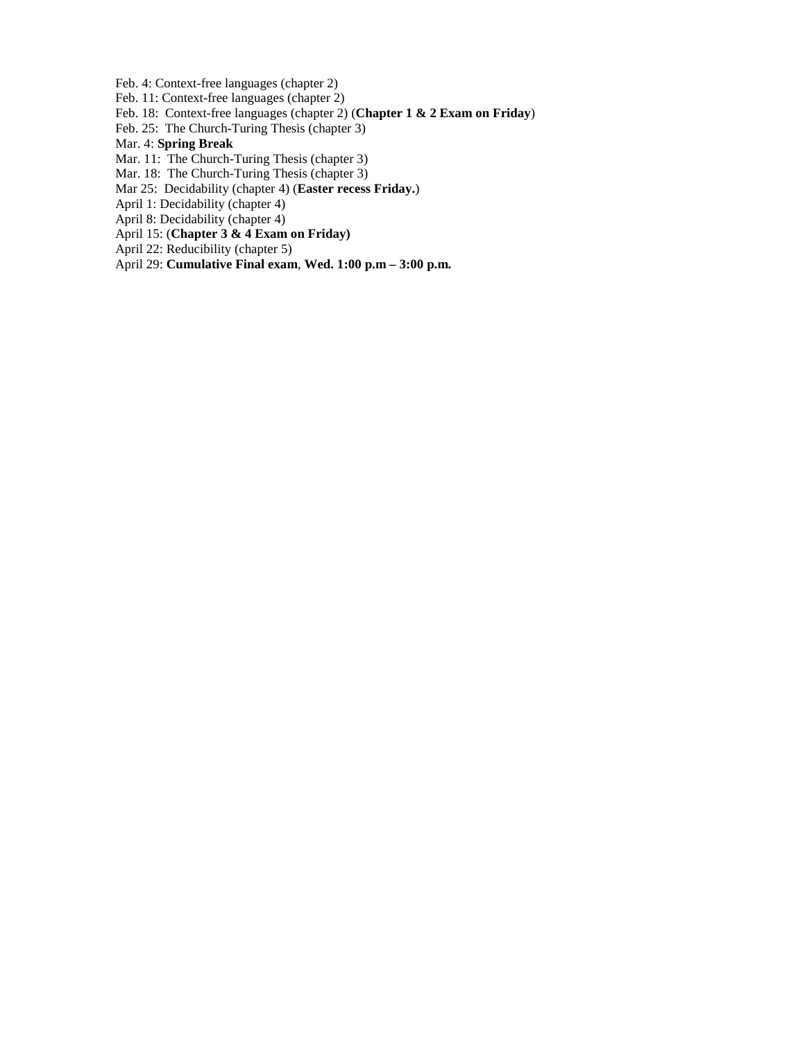Feb. 4: Context-free languages (chapter 2)
Feb. 11: Context-free languages (chapter 2)
Feb. 18: Context-free languages (chapter 2) (**Chapter 1 & 2 Exam on Friday**)
Feb. 25: The Church-Turing Thesis (chapter 3)
Mar. 4: **Spring Break**
Mar. 11: The Church-Turing Thesis (chapter 3)
Mar. 18: The Church-Turing Thesis (chapter 3)
Mar 25: Decidability (chapter 4) (**Easter recess Friday.**)
April 1: Decidability (chapter 4)
April 8: Decidability (chapter 4)
April 15: (**Chapter 3 & 4 Exam on Friday)**
April 22: Reducibility (chapter 5)
April 29: **Cumulative Final exam**, **Wed. 1:00 p.m – 3:00 p.m.**